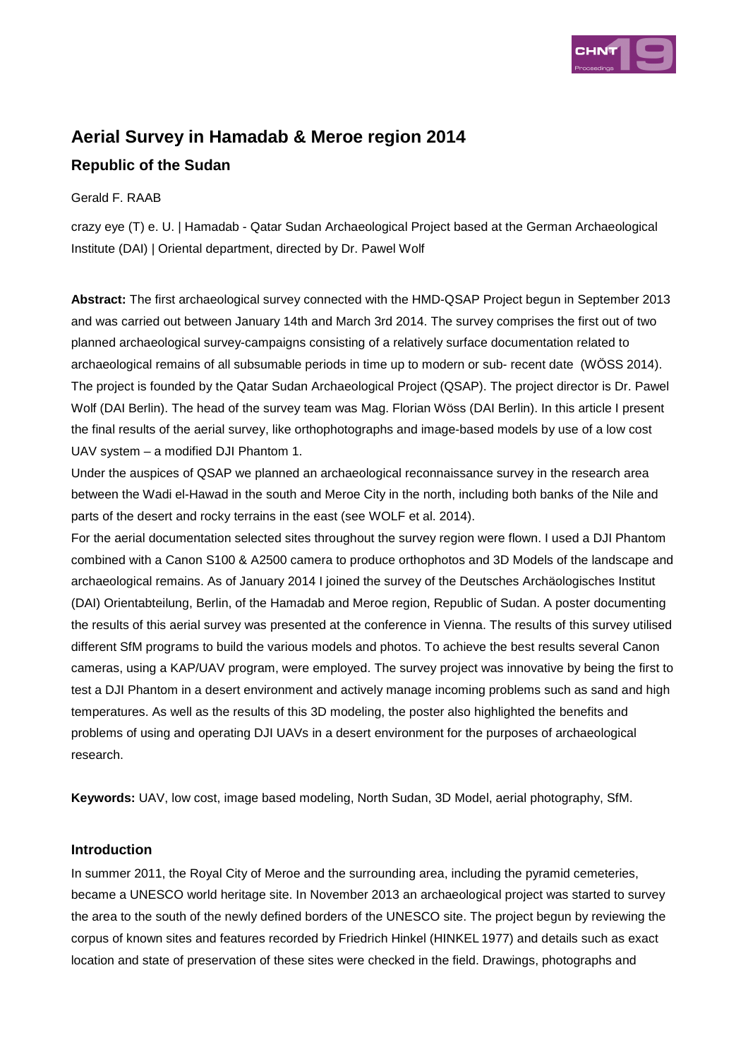# Aerial Survey in Hamadab & Meroe region 2014

## Republic of the Sudan

Gerald F. RAAB

crazy eye (T) e. U. | Hamadab - Qatar Sudan Archaeological Project based at the German Archaeological Institute (DAI) | Oriental department, directed by Dr. Pawel Wolf

**Abstract:** The first archaeological survey connected with the HMD-QSAP Project begun in September 2013 and was carried out between January 14th and March 3rd 2014. The survey comprises the first out of two planned archaeological survey-campaigns consisting of a relatively surface documentation related to archaeological remains of all subsumable periods in time up to modern or sub- recent date (WÖSS 2014). The project is founded by the Qatar Sudan Archaeological Project (QSAP). The project director is Dr. Pawel Wolf (DAI Berlin). The head of the survey team was Mag. Florian Wöss (DAI Berlin). In this article I present the final results of the aerial survey, like orthophotographs and image-based models by use of a low cost UAV system – a modified DJI Phantom 1.

Under the auspices of QSAP we planned an archaeological reconnaissance survey in the research area between the Wadi el-Hawad in the south and Meroe City in the north, including both banks of the Nile and parts of the desert and rocky terrains in the east (see WOLF et al. 2014).

For the aerial documentation selected sites throughout the survey region were flown. I used a DJI Phantom combined with a Canon S100 & A2500 camera to produce orthophotos and 3D Models of the landscape and archaeological remains. As of January 2014 I joined the survey of the Deutsches Archäologisches Institut (DAI) Orientabteilung, Berlin, of the Hamadab and Meroe region, Republic of Sudan. A poster documenting the results of this aerial survey was presented at the conference in Vienna. The results of this survey utilised different SfM programs to build the various models and photos. To achieve the best results several Canon cameras, using a KAP/UAV program, were employed. The survey project was innovative by being the first to test a DJI Phantom in a desert environment and actively manage incoming problems such as sand and high temperatures. As well as the results of this 3D modeling, the poster also highlighted the benefits and problems of using and operating DJI UAVs in a desert environment for the purposes of archaeological research.

**Keywords:** UAV, low cost, image based modeling, North Sudan, 3D Model, aerial photography, SfM.

### Introduction

In summer 2011, the Royal City of Meroe and the surrounding area, including the pyramid cemeteries, became a UNESCO world heritage site. In November 2013 an archaeological project was started to survey the area to the south of the newly defined borders of the UNESCO site. The project begun by reviewing the corpus of known sites and features recorded by Friedrich Hinkel (HINKEL 1977) and details such as exact location and state of preservation of these sites were checked in the field. Drawings, photographs and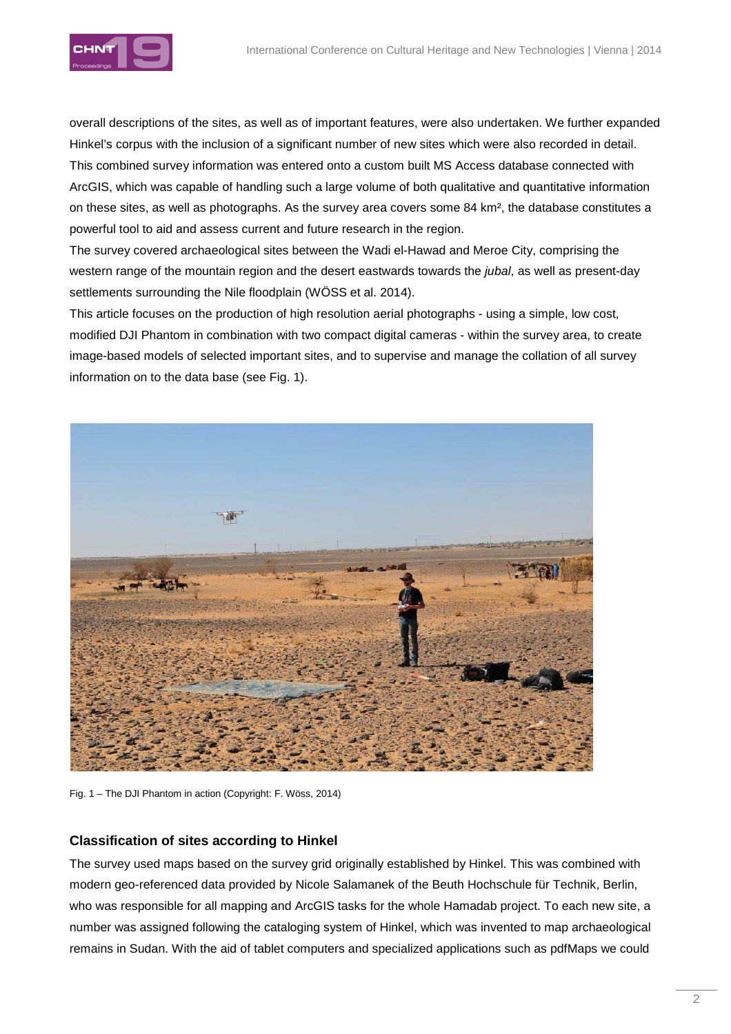overall descriptions of the sites, as well as of important features, were also undertaken. We further expanded Hinkel's corpus with the inclusion of a significant number of new sites which were also recorded in detail. This combined survey information was entered onto a custom built MS Access database connected with ArcGIS, which was capable of handling such a large volume of both qualitative and quantitative information on these sites, as well as photographs. As the survey area covers some 84 km², the database constitutes a powerful tool to aid and assess current and future research in the region.

The survey covered archaeological sites between the Wadi el-Hawad and Meroe City, comprising the western range of the mountain region and the desert eastwards towards the *jubal*, as well as present-day settlements surrounding the Nile floodplain (WÖSS et al. 2014).

This article focuses on the production of high resolution aerial photographs - using a simple, low cost, modified DJI Phantom in combination with two compact digital cameras - within the survey area, to create image-based models of selected important sites, and to supervise and manage the collation of all survey information on to the data base (see Fig. 1).

Fig. 1 – The DJI Phantom in action (Copyright: F. Wöss, 2014)

## Classification of sites according to Hinkel

The survey used maps based on the survey grid originally established by Hinkel. This was combined with modern geo-referenced data provided by Nicole Salamanek of the Beuth Hochschule für Technik, Berlin, who was responsible for all mapping and ArcGIS tasks for the whole Hamadab project. To each new site, a number was assigned following the cataloging system of Hinkel, which was invented to map archaeological remains in Sudan. With the aid of tablet computers and specialized applications such as pdfMaps we could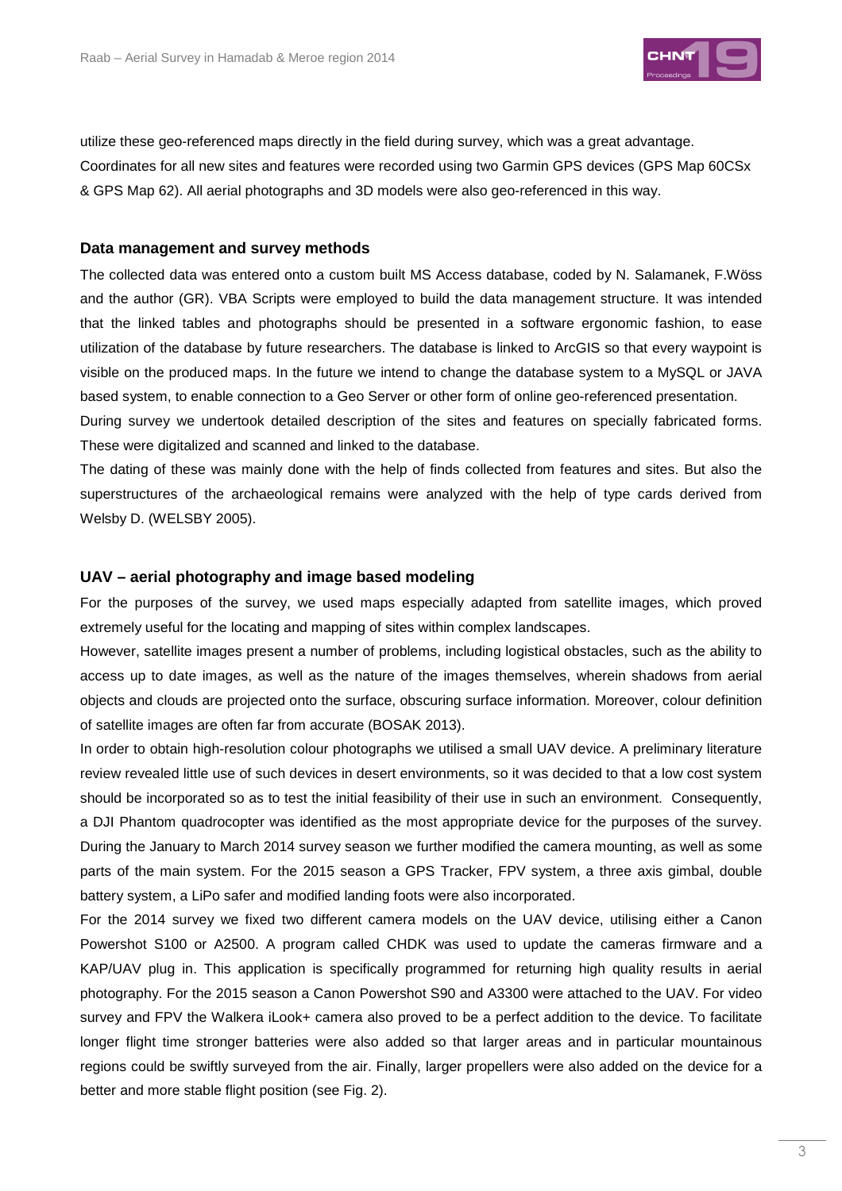utilize these geo-referenced maps directly in the field during survey, which was a great advantage. Coordinates for all new sites and features were recorded using two Garmin GPS devices (GPS Map 60CSx & GPS Map 62). All aerial photographs and 3D models were also geo-referenced in this way.

## Data management and survey methods

The collected data was entered onto a custom built MS Access database, coded by N. Salamanek, F.Wöss and the author (GR). VBA Scripts were employed to build the data management structure. It was intended that the linked tables and photographs should be presented in a software ergonomic fashion, to ease utilization of the database by future researchers. The database is linked to ArcGIS so that every waypoint is visible on the produced maps. In the future we intend to change the database system to a MySQL or JAVA based system, to enable connection to a Geo Server or other form of online geo-referenced presentation.

During survey we undertook detailed description of the sites and features on specially fabricated forms. These were digitalized and scanned and linked to the database.

The dating of these was mainly done with the help of finds collected from features and sites. But also the superstructures of the archaeological remains were analyzed with the help of type cards derived from Welsby D. (WELSBY 2005).

## UAV – aerial photography and image based modeling

For the purposes of the survey, we used maps especially adapted from satellite images, which proved extremely useful for the locating and mapping of sites within complex landscapes.

However, satellite images present a number of problems, including logistical obstacles, such as the ability to access up to date images, as well as the nature of the images themselves, wherein shadows from aerial objects and clouds are projected onto the surface, obscuring surface information. Moreover, colour definition of satellite images are often far from accurate (BOSAK 2013).

In order to obtain high-resolution colour photographs we utilised a small UAV device. A preliminary literature review revealed little use of such devices in desert environments, so it was decided to that a low cost system should be incorporated so as to test the initial feasibility of their use in such an environment. Consequently, a DJI Phantom quadrocopter was identified as the most appropriate device for the purposes of the survey. During the January to March 2014 survey season we further modified the camera mounting, as well as some parts of the main system. For the 2015 season a GPS Tracker, FPV system, a three axis gimbal, double battery system, a LiPo safer and modified landing foots were also incorporated.

For the 2014 survey we fixed two different camera models on the UAV device, utilising either a Canon Powershot S100 or A2500. A program called CHDK was used to update the cameras firmware and a KAP/UAV plug in. This application is specifically programmed for returning high quality results in aerial photography. For the 2015 season a Canon Powershot S90 and A3300 were attached to the UAV. For video survey and FPV the Walkera iLook+ camera also proved to be a perfect addition to the device. To facilitate longer flight time stronger batteries were also added so that larger areas and in particular mountainous regions could be swiftly surveyed from the air. Finally, larger propellers were also added on the device for a better and more stable flight position (see Fig. 2).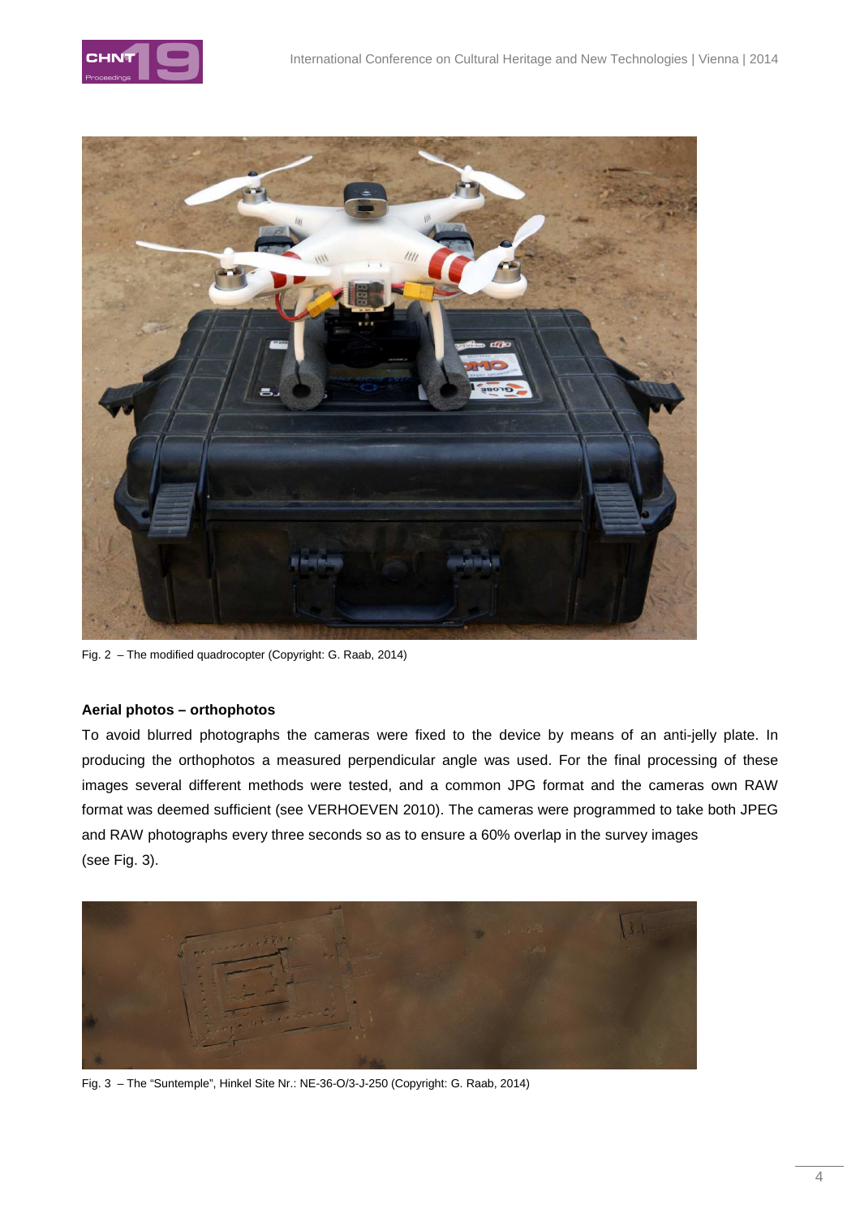Fig. 2 – The modified quadrocopter (Copyright: G. Raab, 2014)

**Aerial photos – orthophotos**

To avoid blurred photographs the cameras were fixed to the device by means of an anti-jelly plate. In producing the orthophotos a measured perpendicular angle was used. For the final processing of these images several different methods were tested, and a common JPG format and the cameras own RAW format was deemed sufficient (see VERHOEVEN 2010). The cameras were programmed to take both JPEG and RAW photographs every three seconds so as to ensure a 60% overlap in the survey images (see Fig. 3).

Fig. 3 – The "Suntemple", Hinkel Site Nr.: NE-36-O/3-J-250 (Copyright: G. Raab, 2014)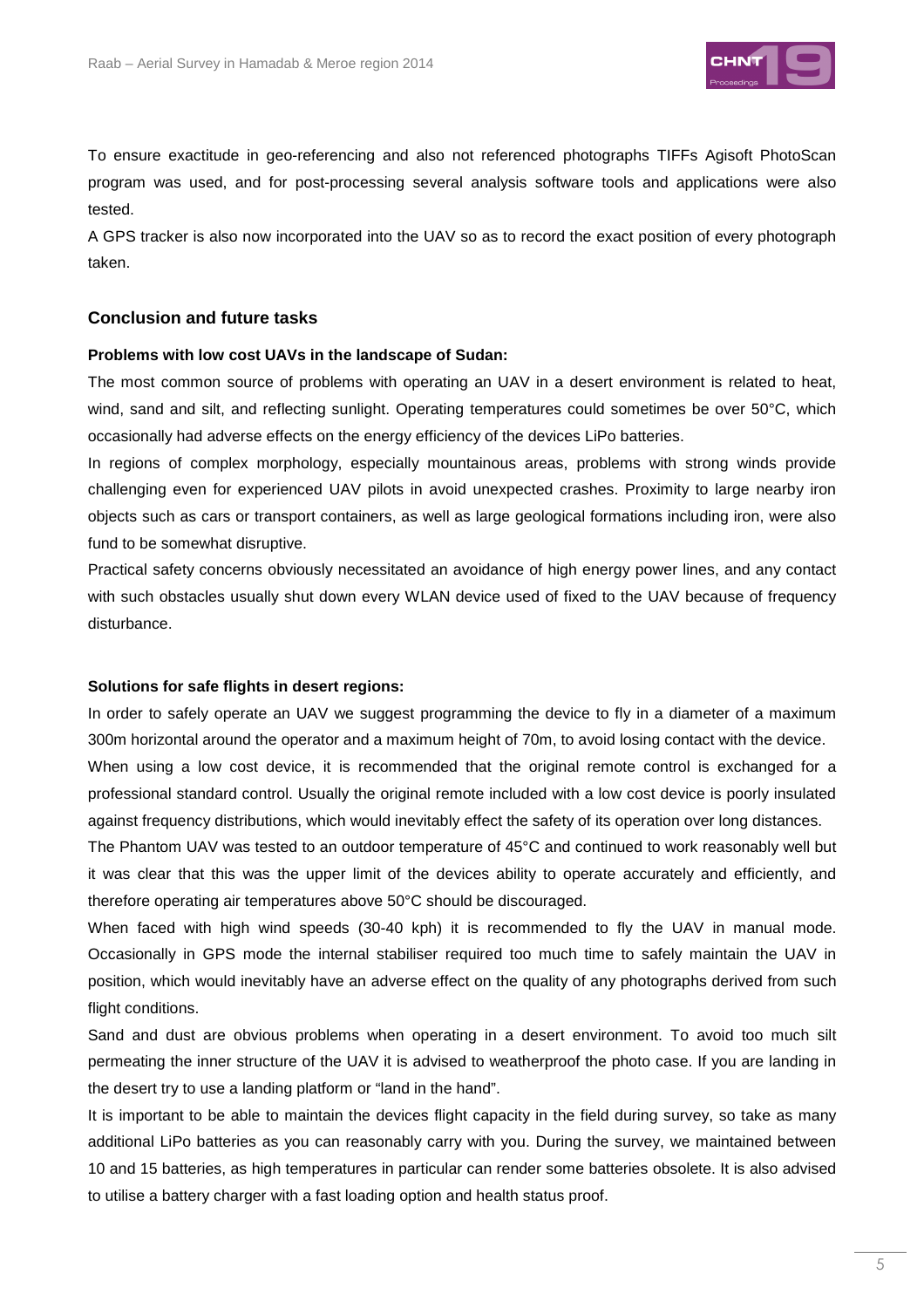To ensure exactitude in geo-referencing and also not referenced photographs TIFFs Agisoft PhotoScan program was used, and for post-processing several analysis software tools and applications were also tested.

A GPS tracker is also now incorporated into the UAV so as to record the exact position of every photograph taken.

## Conclusion and future tasks

**Problems with low cost UAVs in the landscape of Sudan:**

The most common source of problems with operating an UAV in a desert environment is related to heat, wind, sand and silt, and reflecting sunlight. Operating temperatures could sometimes be over 50°C, which occasionally had adverse effects on the energy efficiency of the devices LiPo batteries.

In regions of complex morphology, especially mountainous areas, problems with strong winds provide challenging even for experienced UAV pilots in avoid unexpected crashes. Proximity to large nearby iron objects such as cars or transport containers, as well as large geological formations including iron, were also fund to be somewhat disruptive.

Practical safety concerns obviously necessitated an avoidance of high energy power lines, and any contact with such obstacles usually shut down every WLAN device used of fixed to the UAV because of frequency disturbance.

**Solutions for safe flights in desert regions:**

In order to safely operate an UAV we suggest programming the device to fly in a diameter of a maximum 300m horizontal around the operator and a maximum height of 70m, to avoid losing contact with the device.

When using a low cost device, it is recommended that the original remote control is exchanged for a professional standard control. Usually the original remote included with a low cost device is poorly insulated against frequency distributions, which would inevitably effect the safety of its operation over long distances.

The Phantom UAV was tested to an outdoor temperature of 45°C and continued to work reasonably well but it was clear that this was the upper limit of the devices ability to operate accurately and efficiently, and therefore operating air temperatures above 50°C should be discouraged.

When faced with high wind speeds (30-40 kph) it is recommended to fly the UAV in manual mode. Occasionally in GPS mode the internal stabiliser required too much time to safely maintain the UAV in position, which would inevitably have an adverse effect on the quality of any photographs derived from such flight conditions.

Sand and dust are obvious problems when operating in a desert environment. To avoid too much silt permeating the inner structure of the UAV it is advised to weatherproof the photo case. If you are landing in the desert try to use a landing platform or "land in the hand".

It is important to be able to maintain the devices flight capacity in the field during survey, so take as many additional LiPo batteries as you can reasonably carry with you. During the survey, we maintained between 10 and 15 batteries, as high temperatures in particular can render some batteries obsolete. It is also advised to utilise a battery charger with a fast loading option and health status proof.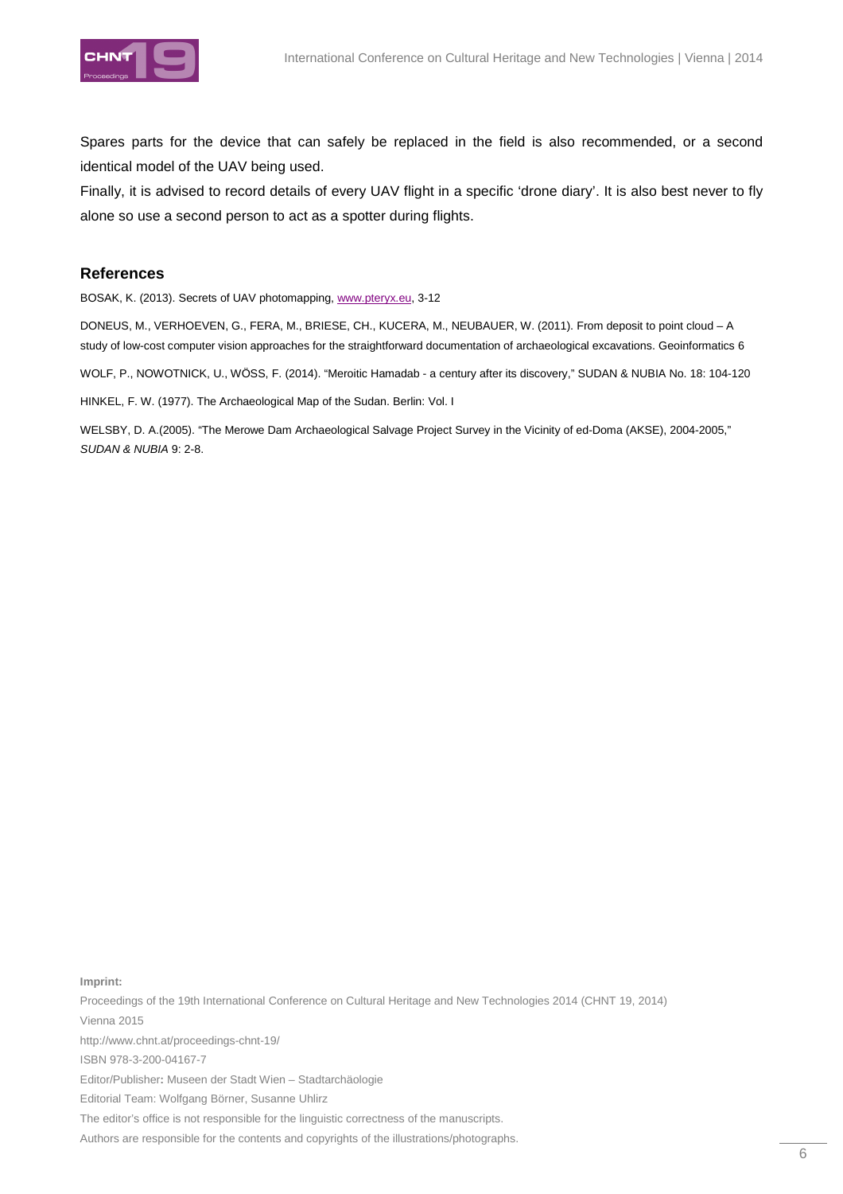Spares parts for the device that can safely be replaced in the field is also recommended, or a second identical model of the UAV being used.

Finally, it is advised to record details of every UAV flight in a specific 'drone diary'. It is also best never to fly alone so use a second person to act as a spotter during flights.

## References

BOSAK, K. (2013). Secrets of UAV photomapping, www.pteryx.eu, 3-12

DONEUS, M., VERHOEVEN, G., FERA, M., BRIESE, CH., KUCERA, M., NEUBAUER, W. (2011). From deposit to point cloud – A study of low-cost computer vision approaches for the straightforward documentation of archaeological excavations. Geoinformatics 6

WOLF, P., NOWOTNICK, U., WÖSS, F. (2014). "Meroitic Hamadab - a century after its discovery," SUDAN & NUBIA No. 18: 104-120

HINKEL, F. W. (1977). The Archaeological Map of the Sudan. Berlin: Vol. I

WELSBY, D. A.(2005). "The Merowe Dam Archaeological Salvage Project Survey in the Vicinity of ed-Doma (AKSE), 2004-2005," *SUDAN & NUBIA* 9: 2-8.

**Imprint:**

Proceedings of the 19th International Conference on Cultural Heritage and New Technologies 2014 (CHNT 19, 2014)

Vienna 2015

http://www.chnt.at/proceedings-chnt-19/

ISBN 978-3-200-04167-7

Editor/Publisher**:** Museen der Stadt Wien – Stadtarchäologie

Editorial Team: Wolfgang Börner, Susanne Uhlirz

The editor's office is not responsible for the linguistic correctness of the manuscripts.

Authors are responsible for the contents and copyrights of the illustrations/photographs.